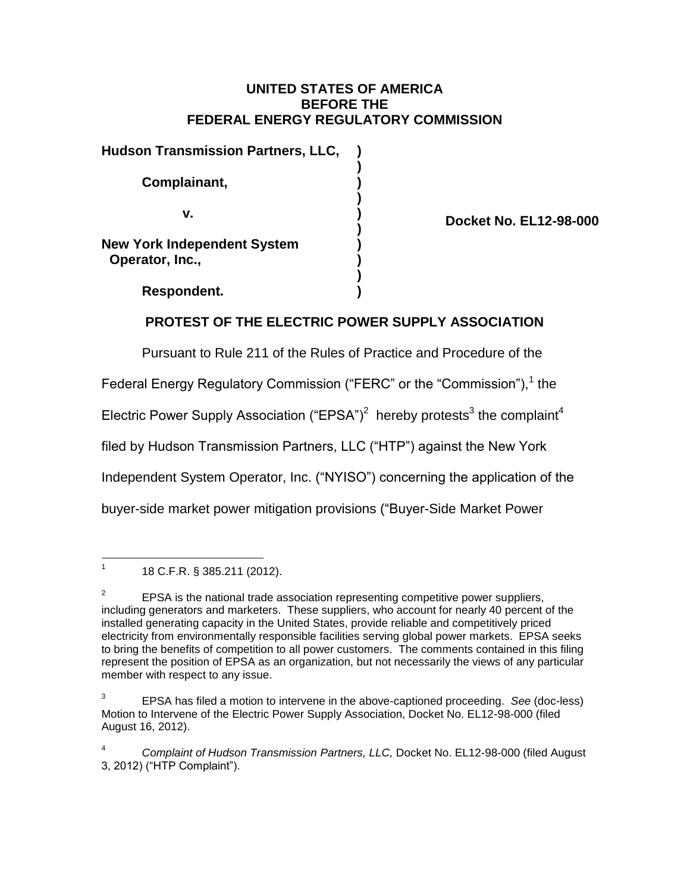**UNITED STATES OF AMERICA**
**BEFORE THE**
**FEDERAL ENERGY REGULATORY COMMISSION**

| | | |
|---|---|---|
| **Hudson Transmission Partners, LLC,** | **)** | |
| | **)** | |
| **Complainant,** | **)** | |
| | **)** | |
| **v.** | **)** | **Docket No. EL12-98-000** |
| | **)** | |
| **New York Independent System Operator, Inc.,** | **)** | |
| | **)** | |
| **Respondent.** | **)** | |

## PROTEST OF THE ELECTRIC POWER SUPPLY ASSOCIATION

Pursuant to Rule 211 of the Rules of Practice and Procedure of the Federal Energy Regulatory Commission ("FERC" or the "Commission"),[1] the Electric Power Supply Association ("EPSA")[2] hereby protests[3] the complaint[4] filed by Hudson Transmission Partners, LLC ("HTP") against the New York Independent System Operator, Inc. ("NYISO") concerning the application of the buyer-side market power mitigation provisions ("Buyer-Side Market Power

---

[1] 18 C.F.R. § 385.211 (2012).

[2] EPSA is the national trade association representing competitive power suppliers, including generators and marketers. These suppliers, who account for nearly 40 percent of the installed generating capacity in the United States, provide reliable and competitively priced electricity from environmentally responsible facilities serving global power markets. EPSA seeks to bring the benefits of competition to all power customers. The comments contained in this filing represent the position of EPSA as an organization, but not necessarily the views of any particular member with respect to any issue.

[3] EPSA has filed a motion to intervene in the above-captioned proceeding. *See* (doc-less) Motion to Intervene of the Electric Power Supply Association, Docket No. EL12-98-000 (filed August 16, 2012).

[4] *Complaint of Hudson Transmission Partners, LLC,* Docket No. EL12-98-000 (filed August 3, 2012) ("HTP Complaint").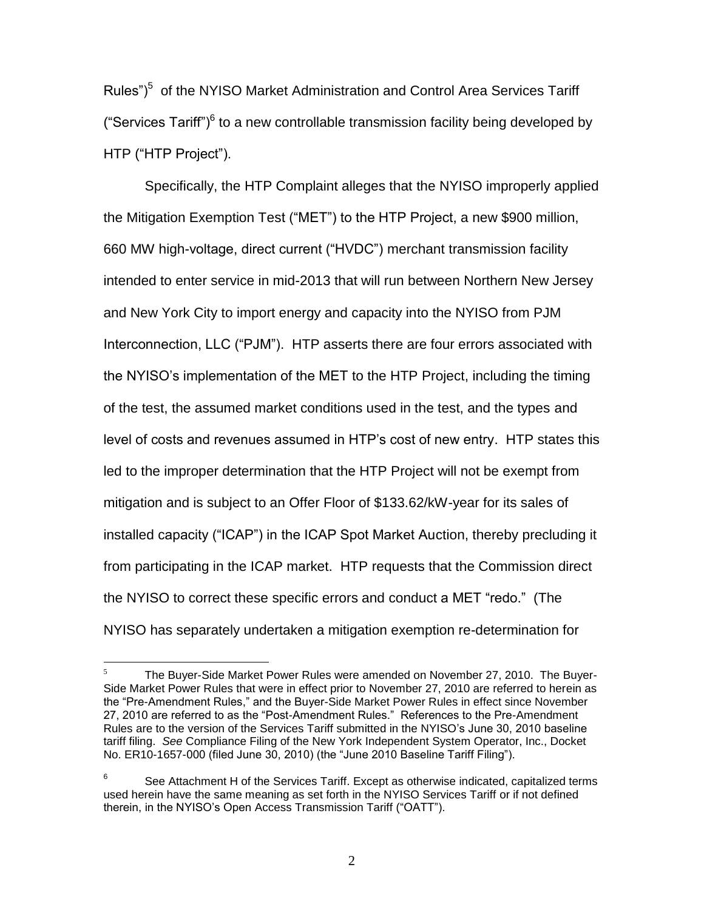Rules")[5] of the NYISO Market Administration and Control Area Services Tariff ("Services Tariff")[6] to a new controllable transmission facility being developed by HTP ("HTP Project").

Specifically, the HTP Complaint alleges that the NYISO improperly applied the Mitigation Exemption Test ("MET") to the HTP Project, a new $900 million, 660 MW high-voltage, direct current ("HVDC") merchant transmission facility intended to enter service in mid-2013 that will run between Northern New Jersey and New York City to import energy and capacity into the NYISO from PJM Interconnection, LLC ("PJM"). HTP asserts there are four errors associated with the NYISO's implementation of the MET to the HTP Project, including the timing of the test, the assumed market conditions used in the test, and the types and level of costs and revenues assumed in HTP's cost of new entry. HTP states this led to the improper determination that the HTP Project will not be exempt from mitigation and is subject to an Offer Floor of $133.62/kW-year for its sales of installed capacity ("ICAP") in the ICAP Spot Market Auction, thereby precluding it from participating in the ICAP market. HTP requests that the Commission direct the NYISO to correct these specific errors and conduct a MET "redo." (The NYISO has separately undertaken a mitigation exemption re-determination for

---

[5] The Buyer-Side Market Power Rules were amended on November 27, 2010. The Buyer-Side Market Power Rules that were in effect prior to November 27, 2010 are referred to herein as the "Pre-Amendment Rules," and the Buyer-Side Market Power Rules in effect since November 27, 2010 are referred to as the "Post-Amendment Rules." References to the Pre-Amendment Rules are to the version of the Services Tariff submitted in the NYISO's June 30, 2010 baseline tariff filing. *See* Compliance Filing of the New York Independent System Operator, Inc., Docket No. ER10-1657-000 (filed June 30, 2010) (the "June 2010 Baseline Tariff Filing").

[6] See Attachment H of the Services Tariff. Except as otherwise indicated, capitalized terms used herein have the same meaning as set forth in the NYISO Services Tariff or if not defined therein, in the NYISO's Open Access Transmission Tariff ("OATT").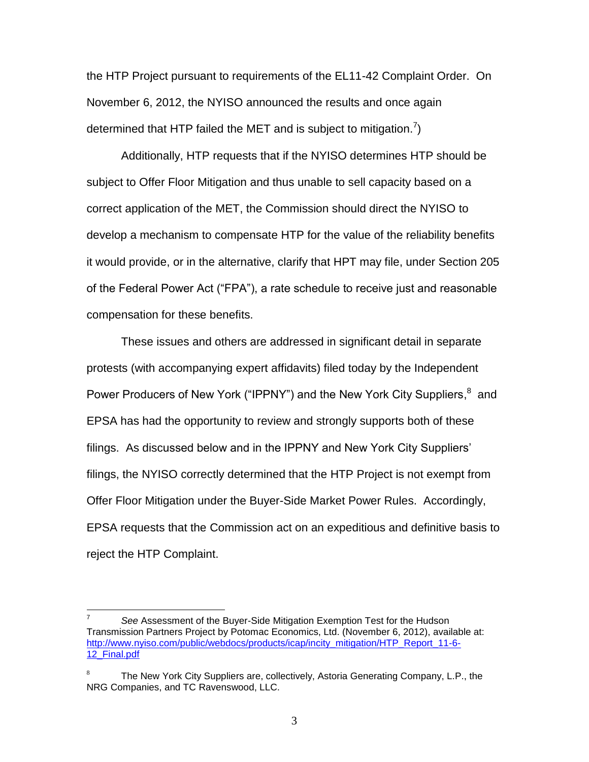the HTP Project pursuant to requirements of the EL11-42 Complaint Order. On November 6, 2012, the NYISO announced the results and once again determined that HTP failed the MET and is subject to mitigation.[7])

Additionally, HTP requests that if the NYISO determines HTP should be subject to Offer Floor Mitigation and thus unable to sell capacity based on a correct application of the MET, the Commission should direct the NYISO to develop a mechanism to compensate HTP for the value of the reliability benefits it would provide, or in the alternative, clarify that HPT may file, under Section 205 of the Federal Power Act ("FPA"), a rate schedule to receive just and reasonable compensation for these benefits.

These issues and others are addressed in significant detail in separate protests (with accompanying expert affidavits) filed today by the Independent Power Producers of New York ("IPPNY") and the New York City Suppliers,[8] and EPSA has had the opportunity to review and strongly supports both of these filings. As discussed below and in the IPPNY and New York City Suppliers' filings, the NYISO correctly determined that the HTP Project is not exempt from Offer Floor Mitigation under the Buyer-Side Market Power Rules. Accordingly, EPSA requests that the Commission act on an expeditious and definitive basis to reject the HTP Complaint.

---

[7] *See* Assessment of the Buyer-Side Mitigation Exemption Test for the Hudson Transmission Partners Project by Potomac Economics, Ltd. (November 6, 2012), available at: [http://www.nyiso.com/public/webdocs/products/icap/incity_mitigation/HTP_Report_11-6-12_Final.pdf](http://www.nyiso.com/public/webdocs/products/icap/incity_mitigation/HTP_Report_11-6-12_Final.pdf)

[8] The New York City Suppliers are, collectively, Astoria Generating Company, L.P., the NRG Companies, and TC Ravenswood, LLC.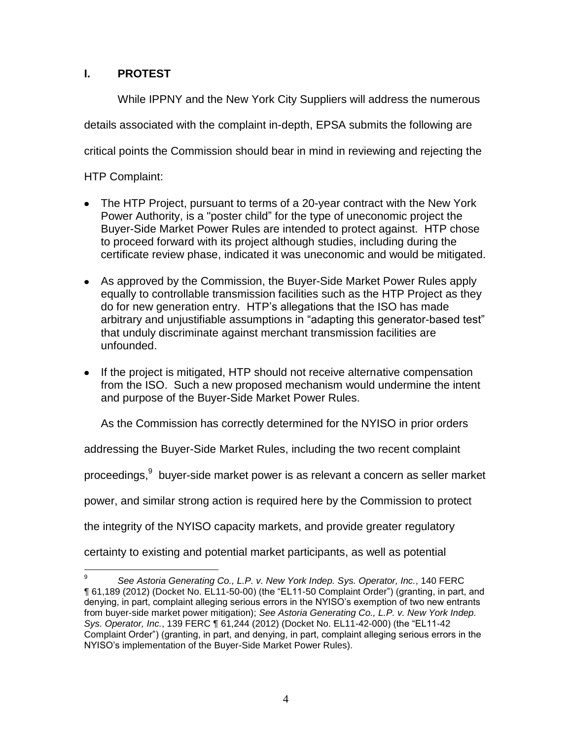## I. PROTEST

While IPPNY and the New York City Suppliers will address the numerous details associated with the complaint in-depth, EPSA submits the following are critical points the Commission should bear in mind in reviewing and rejecting the HTP Complaint:

- The HTP Project, pursuant to terms of a 20-year contract with the New York Power Authority, is a "poster child" for the type of uneconomic project the Buyer-Side Market Power Rules are intended to protect against. HTP chose to proceed forward with its project although studies, including during the certificate review phase, indicated it was uneconomic and would be mitigated.
- As approved by the Commission, the Buyer-Side Market Power Rules apply equally to controllable transmission facilities such as the HTP Project as they do for new generation entry. HTP's allegations that the ISO has made arbitrary and unjustifiable assumptions in "adapting this generator-based test" that unduly discriminate against merchant transmission facilities are unfounded.
- If the project is mitigated, HTP should not receive alternative compensation from the ISO. Such a new proposed mechanism would undermine the intent and purpose of the Buyer-Side Market Power Rules.

As the Commission has correctly determined for the NYISO in prior orders addressing the Buyer-Side Market Rules, including the two recent complaint proceedings,[9] buyer-side market power is as relevant a concern as seller market power, and similar strong action is required here by the Commission to protect the integrity of the NYISO capacity markets, and provide greater regulatory certainty to existing and potential market participants, as well as potential

[9] *See Astoria Generating Co., L.P. v. New York Indep. Sys. Operator, Inc.*, 140 FERC ¶ 61,189 (2012) (Docket No. EL11-50-00) (the "EL11-50 Complaint Order") (granting, in part, and denying, in part, complaint alleging serious errors in the NYISO's exemption of two new entrants from buyer-side market power mitigation); *See Astoria Generating Co., L.P. v. New York Indep. Sys. Operator, Inc.*, 139 FERC ¶ 61,244 (2012) (Docket No. EL11-42-000) (the "EL11-42 Complaint Order") (granting, in part, and denying, in part, complaint alleging serious errors in the NYISO's implementation of the Buyer-Side Market Power Rules).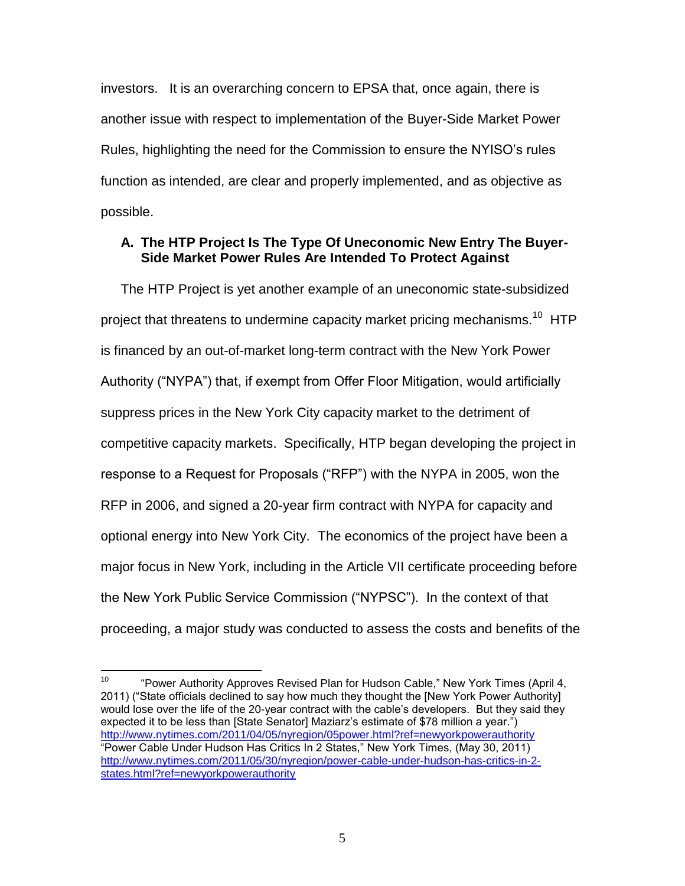investors. It is an overarching concern to EPSA that, once again, there is another issue with respect to implementation of the Buyer-Side Market Power Rules, highlighting the need for the Commission to ensure the NYISO's rules function as intended, are clear and properly implemented, and as objective as possible.

### A. The HTP Project Is The Type Of Uneconomic New Entry The Buyer-Side Market Power Rules Are Intended To Protect Against

The HTP Project is yet another example of an uneconomic state-subsidized project that threatens to undermine capacity market pricing mechanisms.[10] HTP is financed by an out-of-market long-term contract with the New York Power Authority ("NYPA") that, if exempt from Offer Floor Mitigation, would artificially suppress prices in the New York City capacity market to the detriment of competitive capacity markets. Specifically, HTP began developing the project in response to a Request for Proposals ("RFP") with the NYPA in 2005, won the RFP in 2006, and signed a 20-year firm contract with NYPA for capacity and optional energy into New York City. The economics of the project have been a major focus in New York, including in the Article VII certificate proceeding before the New York Public Service Commission ("NYPSC"). In the context of that proceeding, a major study was conducted to assess the costs and benefits of the

---

[10] "Power Authority Approves Revised Plan for Hudson Cable," New York Times (April 4, 2011) ("State officials declined to say how much they thought the [New York Power Authority] would lose over the life of the 20-year contract with the cable's developers. But they said they expected it to be less than [State Senator] Maziarz's estimate of $78 million a year.") http://www.nytimes.com/2011/04/05/nyregion/05power.html?ref=newyorkpowerauthority "Power Cable Under Hudson Has Critics In 2 States," New York Times, (May 30, 2011) http://www.nytimes.com/2011/05/30/nyregion/power-cable-under-hudson-has-critics-in-2-states.html?ref=newyorkpowerauthority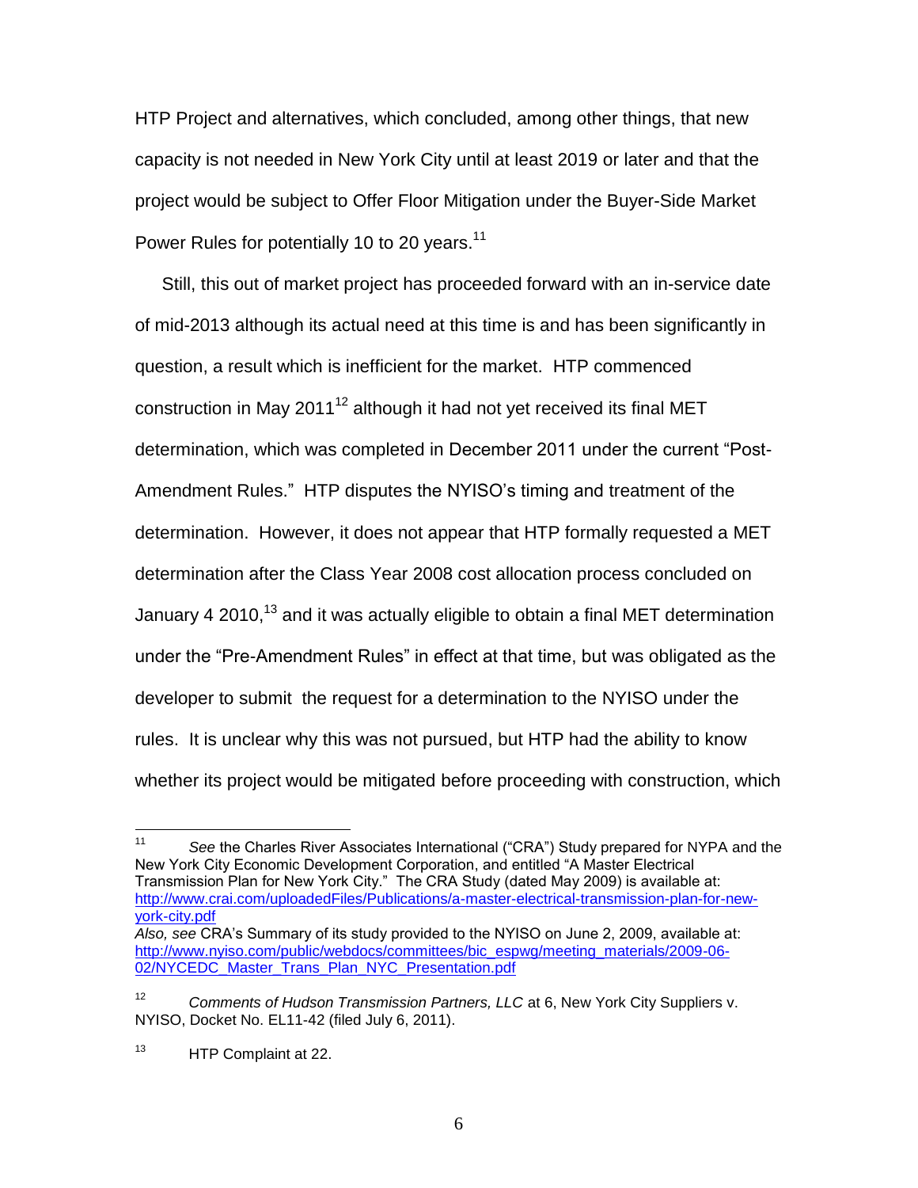HTP Project and alternatives, which concluded, among other things, that new capacity is not needed in New York City until at least 2019 or later and that the project would be subject to Offer Floor Mitigation under the Buyer-Side Market Power Rules for potentially 10 to 20 years.[11]

Still, this out of market project has proceeded forward with an in-service date of mid-2013 although its actual need at this time is and has been significantly in question, a result which is inefficient for the market. HTP commenced construction in May 2011[12] although it had not yet received its final MET determination, which was completed in December 2011 under the current "Post-Amendment Rules." HTP disputes the NYISO's timing and treatment of the determination. However, it does not appear that HTP formally requested a MET determination after the Class Year 2008 cost allocation process concluded on January 4 2010,[13] and it was actually eligible to obtain a final MET determination under the "Pre-Amendment Rules" in effect at that time, but was obligated as the developer to submit the request for a determination to the NYISO under the rules. It is unclear why this was not pursued, but HTP had the ability to know whether its project would be mitigated before proceeding with construction, which

---

[11] *See* the Charles River Associates International ("CRA") Study prepared for NYPA and the New York City Economic Development Corporation, and entitled "A Master Electrical Transmission Plan for New York City." The CRA Study (dated May 2009) is available at: http://www.crai.com/uploadedFiles/Publications/a-master-electrical-transmission-plan-for-new-york-city.pdf
*Also, see* CRA's Summary of its study provided to the NYISO on June 2, 2009, available at: http://www.nyiso.com/public/webdocs/committees/bic_espwg/meeting_materials/2009-06-02/NYCEDC_Master_Trans_Plan_NYC_Presentation.pdf

[12] *Comments of Hudson Transmission Partners, LLC* at 6, New York City Suppliers v. NYISO, Docket No. EL11-42 (filed July 6, 2011).

[13] HTP Complaint at 22.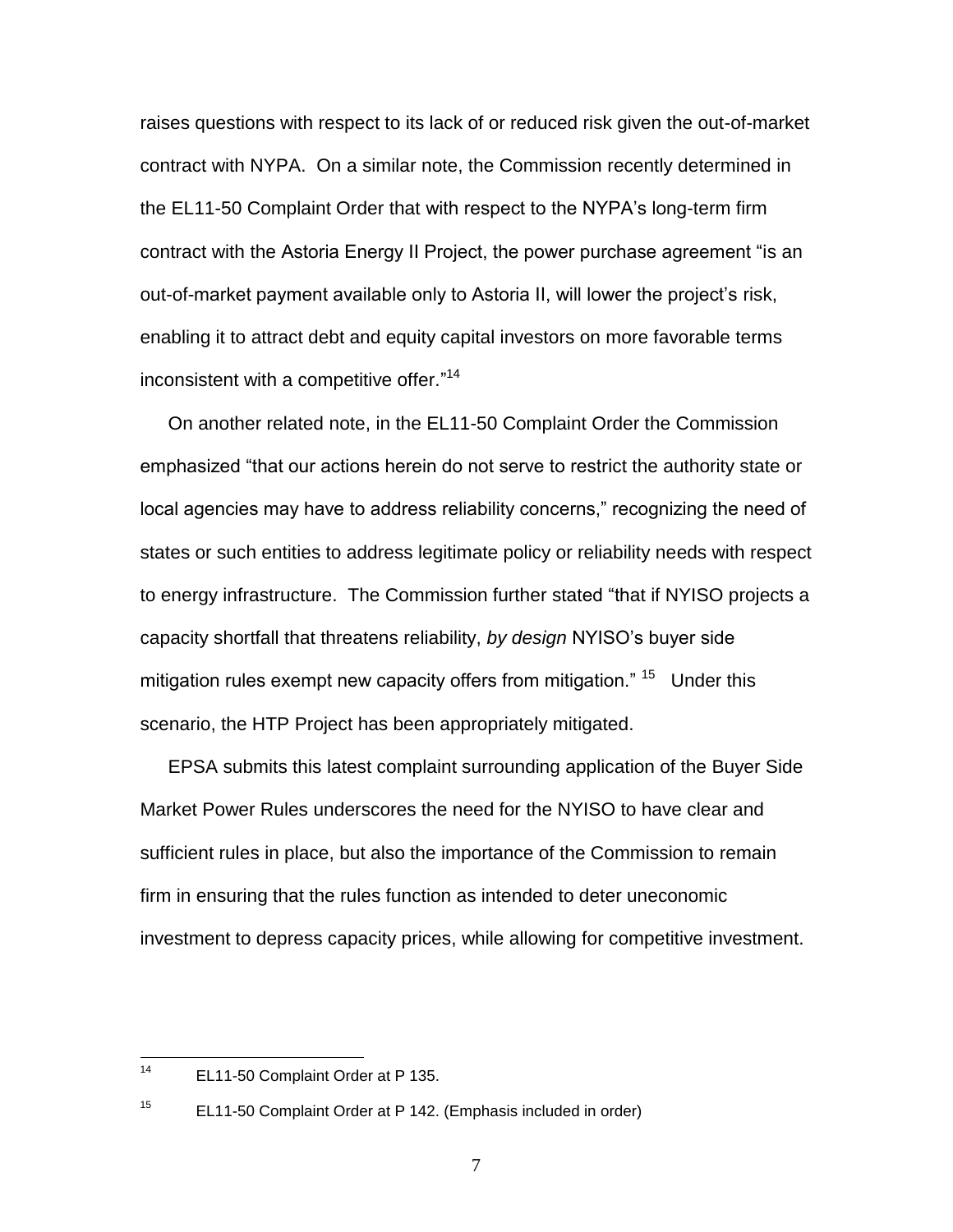raises questions with respect to its lack of or reduced risk given the out-of-market contract with NYPA. On a similar note, the Commission recently determined in the EL11-50 Complaint Order that with respect to the NYPA's long-term firm contract with the Astoria Energy II Project, the power purchase agreement "is an out-of-market payment available only to Astoria II, will lower the project's risk, enabling it to attract debt and equity capital investors on more favorable terms inconsistent with a competitive offer."[14]

On another related note, in the EL11-50 Complaint Order the Commission emphasized "that our actions herein do not serve to restrict the authority state or local agencies may have to address reliability concerns," recognizing the need of states or such entities to address legitimate policy or reliability needs with respect to energy infrastructure. The Commission further stated "that if NYISO projects a capacity shortfall that threatens reliability, *by design* NYISO's buyer side mitigation rules exempt new capacity offers from mitigation." [15] Under this scenario, the HTP Project has been appropriately mitigated.

EPSA submits this latest complaint surrounding application of the Buyer Side Market Power Rules underscores the need for the NYISO to have clear and sufficient rules in place, but also the importance of the Commission to remain firm in ensuring that the rules function as intended to deter uneconomic investment to depress capacity prices, while allowing for competitive investment.

---

[14] EL11-50 Complaint Order at P 135.

[15] EL11-50 Complaint Order at P 142. (Emphasis included in order)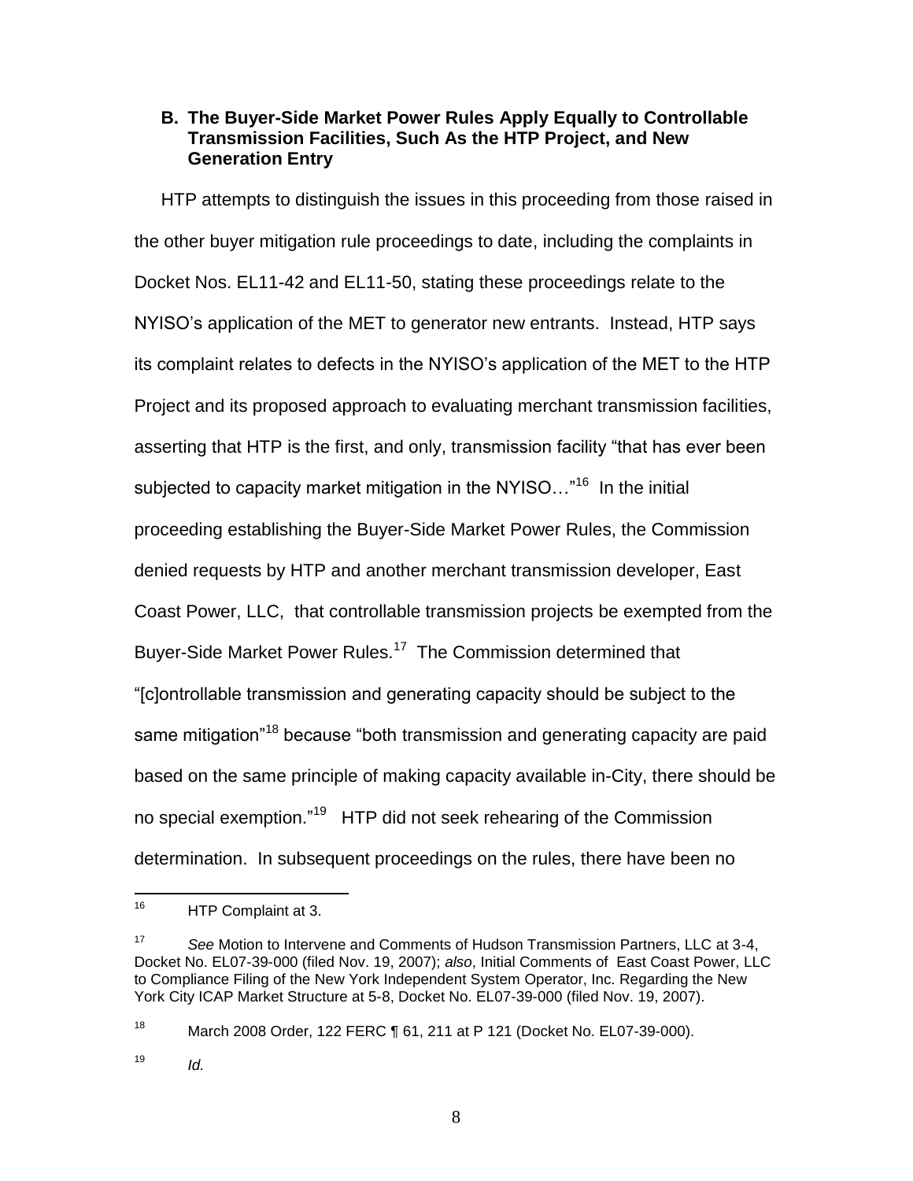### B. The Buyer-Side Market Power Rules Apply Equally to Controllable Transmission Facilities, Such As the HTP Project, and New Generation Entry

HTP attempts to distinguish the issues in this proceeding from those raised in the other buyer mitigation rule proceedings to date, including the complaints in Docket Nos. EL11-42 and EL11-50, stating these proceedings relate to the NYISO's application of the MET to generator new entrants. Instead, HTP says its complaint relates to defects in the NYISO's application of the MET to the HTP Project and its proposed approach to evaluating merchant transmission facilities, asserting that HTP is the first, and only, transmission facility "that has ever been subjected to capacity market mitigation in the NYISO…"[16] In the initial proceeding establishing the Buyer-Side Market Power Rules, the Commission denied requests by HTP and another merchant transmission developer, East Coast Power, LLC, that controllable transmission projects be exempted from the Buyer-Side Market Power Rules.[17] The Commission determined that "[c]ontrollable transmission and generating capacity should be subject to the same mitigation"[18] because "both transmission and generating capacity are paid based on the same principle of making capacity available in-City, there should be no special exemption."[19] HTP did not seek rehearing of the Commission determination. In subsequent proceedings on the rules, there have been no

---

[16] HTP Complaint at 3.

[17] *See* Motion to Intervene and Comments of Hudson Transmission Partners, LLC at 3-4, Docket No. EL07-39-000 (filed Nov. 19, 2007); *also*, Initial Comments of East Coast Power, LLC to Compliance Filing of the New York Independent System Operator, Inc. Regarding the New York City ICAP Market Structure at 5-8, Docket No. EL07-39-000 (filed Nov. 19, 2007).

[18] March 2008 Order, 122 FERC ¶ 61, 211 at P 121 (Docket No. EL07-39-000).

[19] *Id.*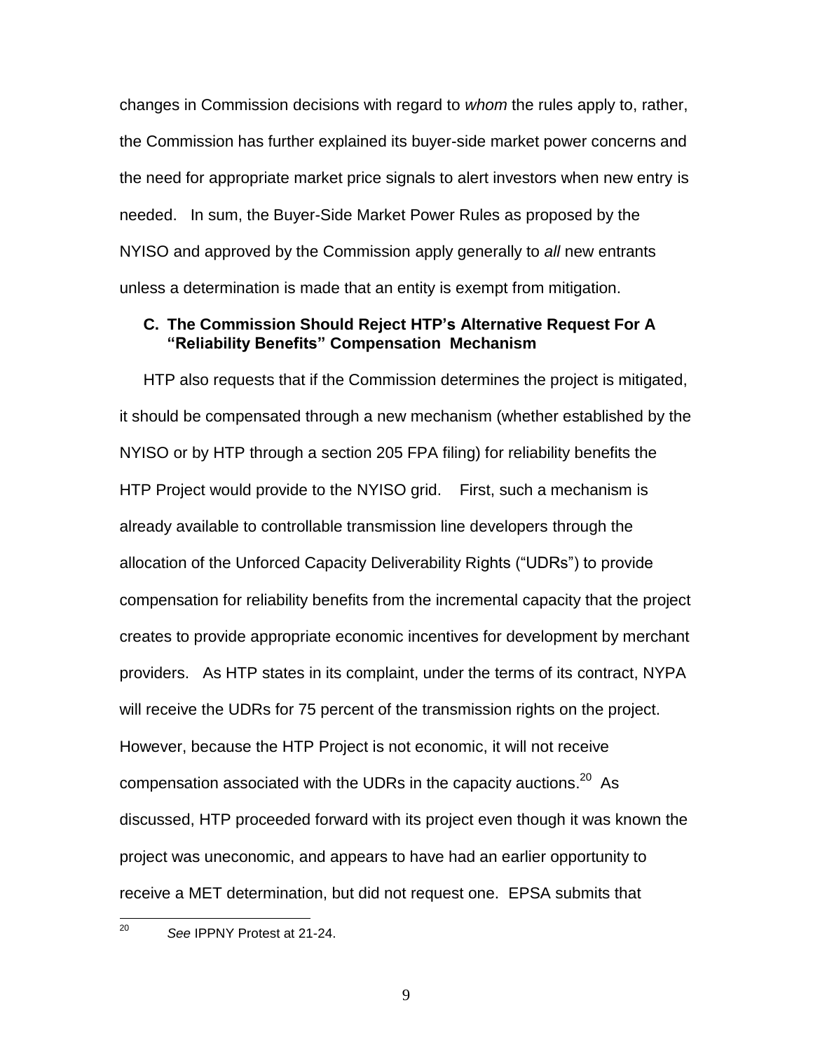changes in Commission decisions with regard to *whom* the rules apply to, rather, the Commission has further explained its buyer-side market power concerns and the need for appropriate market price signals to alert investors when new entry is needed. In sum, the Buyer-Side Market Power Rules as proposed by the NYISO and approved by the Commission apply generally to *all* new entrants unless a determination is made that an entity is exempt from mitigation.

### C. The Commission Should Reject HTP's Alternative Request For A "Reliability Benefits" Compensation Mechanism

HTP also requests that if the Commission determines the project is mitigated, it should be compensated through a new mechanism (whether established by the NYISO or by HTP through a section 205 FPA filing) for reliability benefits the HTP Project would provide to the NYISO grid. First, such a mechanism is already available to controllable transmission line developers through the allocation of the Unforced Capacity Deliverability Rights ("UDRs") to provide compensation for reliability benefits from the incremental capacity that the project creates to provide appropriate economic incentives for development by merchant providers. As HTP states in its complaint, under the terms of its contract, NYPA will receive the UDRs for 75 percent of the transmission rights on the project. However, because the HTP Project is not economic, it will not receive compensation associated with the UDRs in the capacity auctions.[20] As discussed, HTP proceeded forward with its project even though it was known the project was uneconomic, and appears to have had an earlier opportunity to receive a MET determination, but did not request one. EPSA submits that

---

[20] *See* IPPNY Protest at 21-24.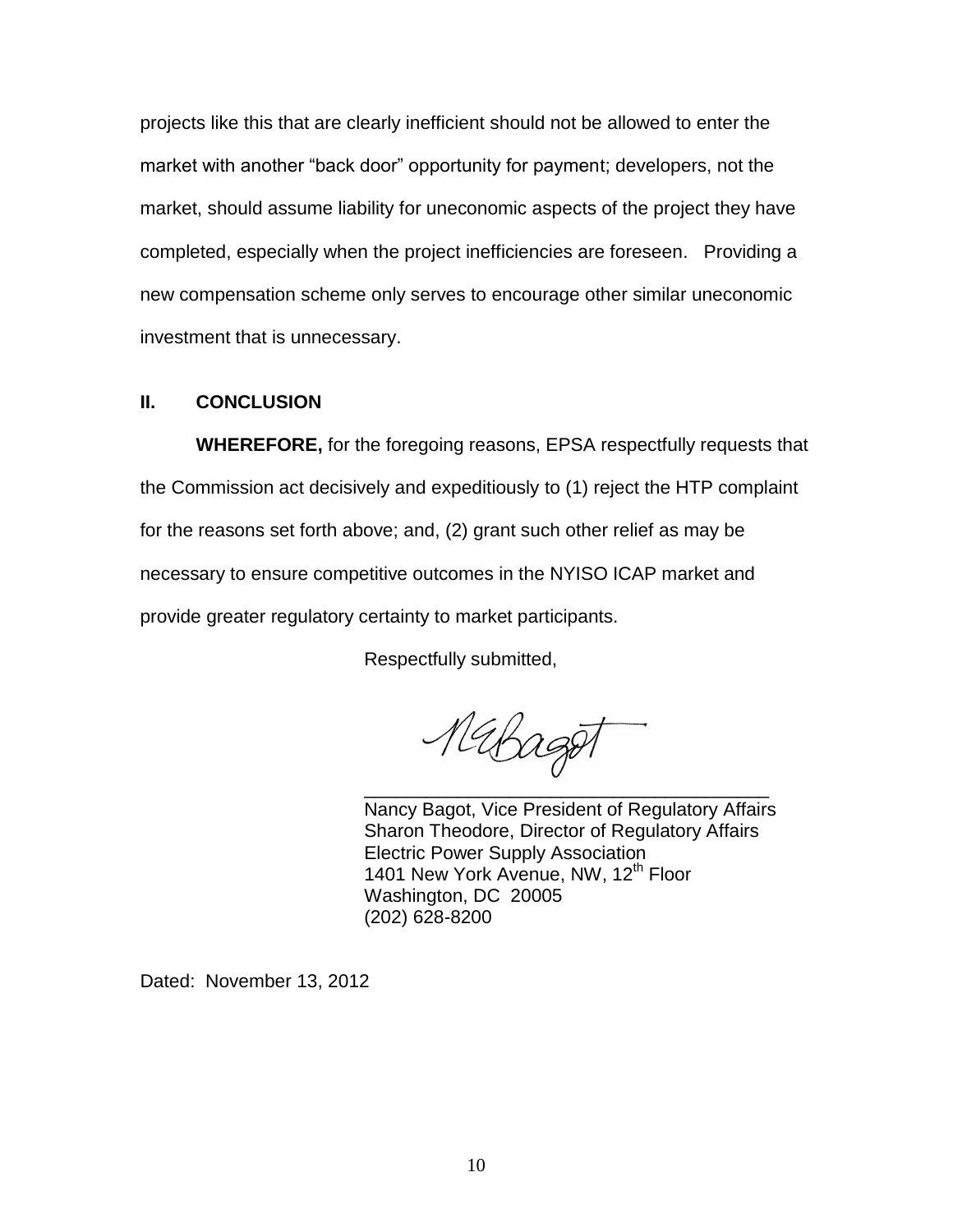projects like this that are clearly inefficient should not be allowed to enter the market with another "back door" opportunity for payment; developers, not the market, should assume liability for uneconomic aspects of the project they have completed, especially when the project inefficiencies are foreseen. Providing a new compensation scheme only serves to encourage other similar uneconomic investment that is unnecessary.

## II. CONCLUSION

**WHEREFORE,** for the foregoing reasons, EPSA respectfully requests that the Commission act decisively and expeditiously to (1) reject the HTP complaint for the reasons set forth above; and, (2) grant such other relief as may be necessary to ensure competitive outcomes in the NYISO ICAP market and provide greater regulatory certainty to market participants.

Respectfully submitted,

______________________________________
Nancy Bagot, Vice President of Regulatory Affairs
Sharon Theodore, Director of Regulatory Affairs
Electric Power Supply Association
1401 New York Avenue, NW, 12th Floor
Washington, DC 20005
(202) 628-8200

Dated: November 13, 2012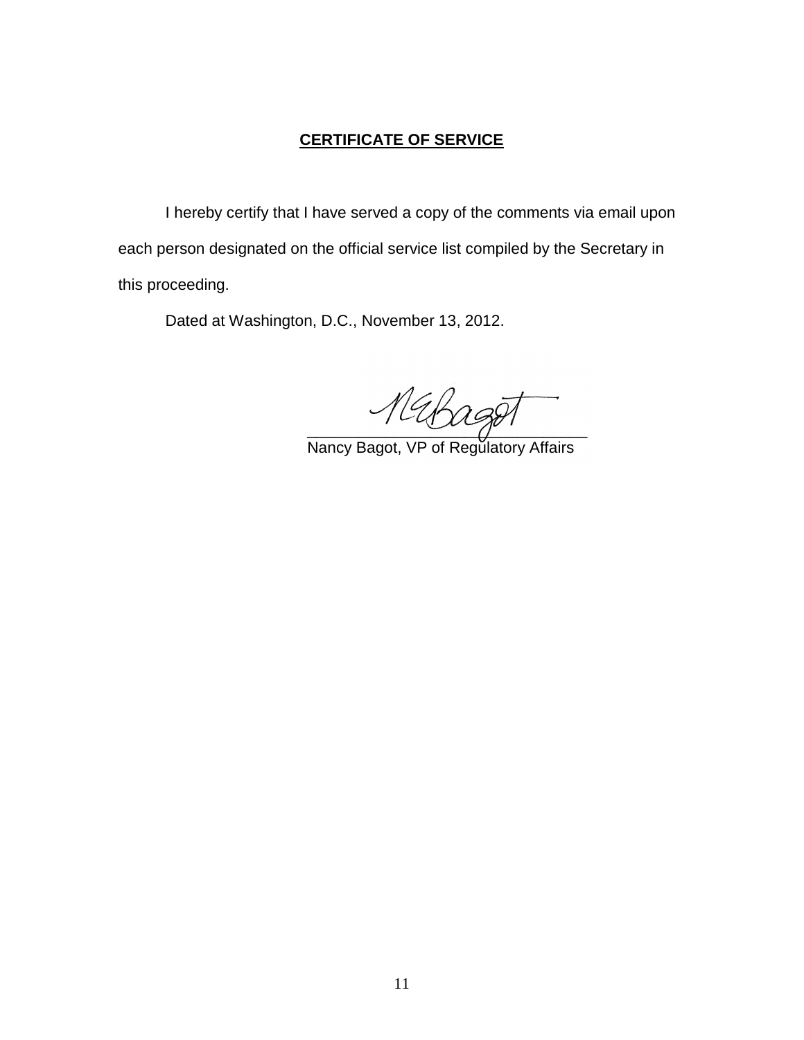## **CERTIFICATE OF SERVICE**

I hereby certify that I have served a copy of the comments via email upon each person designated on the official service list compiled by the Secretary in this proceeding.

Dated at Washington, D.C., November 13, 2012.

NEBagot
_________________________________
Nancy Bagot, VP of Regulatory Affairs